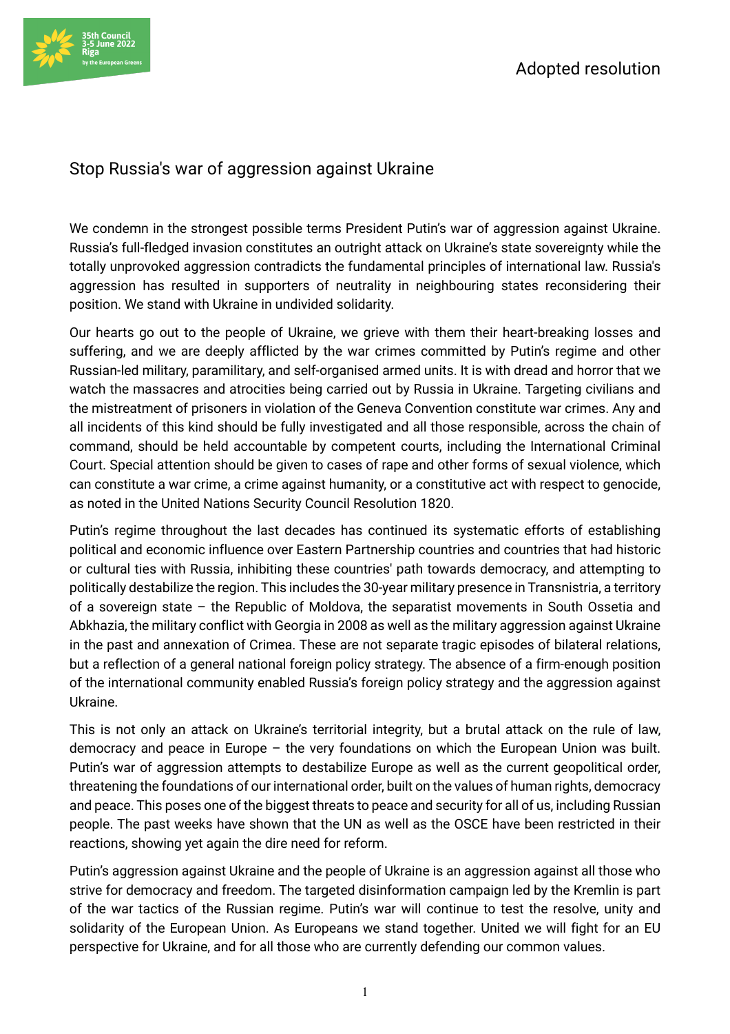Adopted resolution

# Stop Russia's war of aggression against Ukraine

We condemn in the strongest possible terms President Putin's war of aggression against Ukraine. Russia's full-fledged invasion constitutes an outright attack on Ukraine's state sovereignty while the totally unprovoked aggression contradicts the fundamental principles of international law. Russia's aggression has resulted in supporters of neutrality in neighbouring states reconsidering their position. We stand with Ukraine in undivided solidarity.

Our hearts go out to the people of Ukraine, we grieve with them their heart-breaking losses and suffering, and we are deeply afflicted by the war crimes committed by Putin's regime and other Russian-led military, paramilitary, and self-organised armed units. It is with dread and horror that we watch the massacres and atrocities being carried out by Russia in Ukraine. Targeting civilians and the mistreatment of prisoners in violation of the Geneva Convention constitute war crimes. Any and all incidents of this kind should be fully investigated and all those responsible, across the chain of command, should be held accountable by competent courts, including the International Criminal Court. Special attention should be given to cases of rape and other forms of sexual violence, which can constitute a war crime, a crime against humanity, or a constitutive act with respect to genocide, as noted in the United Nations Security Council Resolution 1820.

Putin's regime throughout the last decades has continued its systematic efforts of establishing political and economic influence over Eastern Partnership countries and countries that had historic or cultural ties with Russia, inhibiting these countries' path towards democracy, and attempting to politically destabilize the region. This includes the 30-year military presence in Transnistria, a territory of a sovereign state – the Republic of Moldova, the separatist movements in South Ossetia and Abkhazia, the military conflict with Georgia in 2008 as well as the military aggression against Ukraine in the past and annexation of Crimea. These are not separate tragic episodes of bilateral relations, but a reflection of a general national foreign policy strategy. The absence of a firm-enough position of the international community enabled Russia's foreign policy strategy and the aggression against Ukraine.

This is not only an attack on Ukraine's territorial integrity, but a brutal attack on the rule of law, democracy and peace in Europe – the very foundations on which the European Union was built. Putin's war of aggression attempts to destabilize Europe as well as the current geopolitical order, threatening the foundations of our international order, built on the values of human rights, democracy and peace. This poses one of the biggest threats to peace and security for all of us, including Russian people. The past weeks have shown that the UN as well as the OSCE have been restricted in their reactions, showing yet again the dire need for reform.

Putin's aggression against Ukraine and the people of Ukraine is an aggression against all those who strive for democracy and freedom. The targeted disinformation campaign led by the Kremlin is part of the war tactics of the Russian regime. Putin's war will continue to test the resolve, unity and solidarity of the European Union. As Europeans we stand together. United we will fight for an EU perspective for Ukraine, and for all those who are currently defending our common values.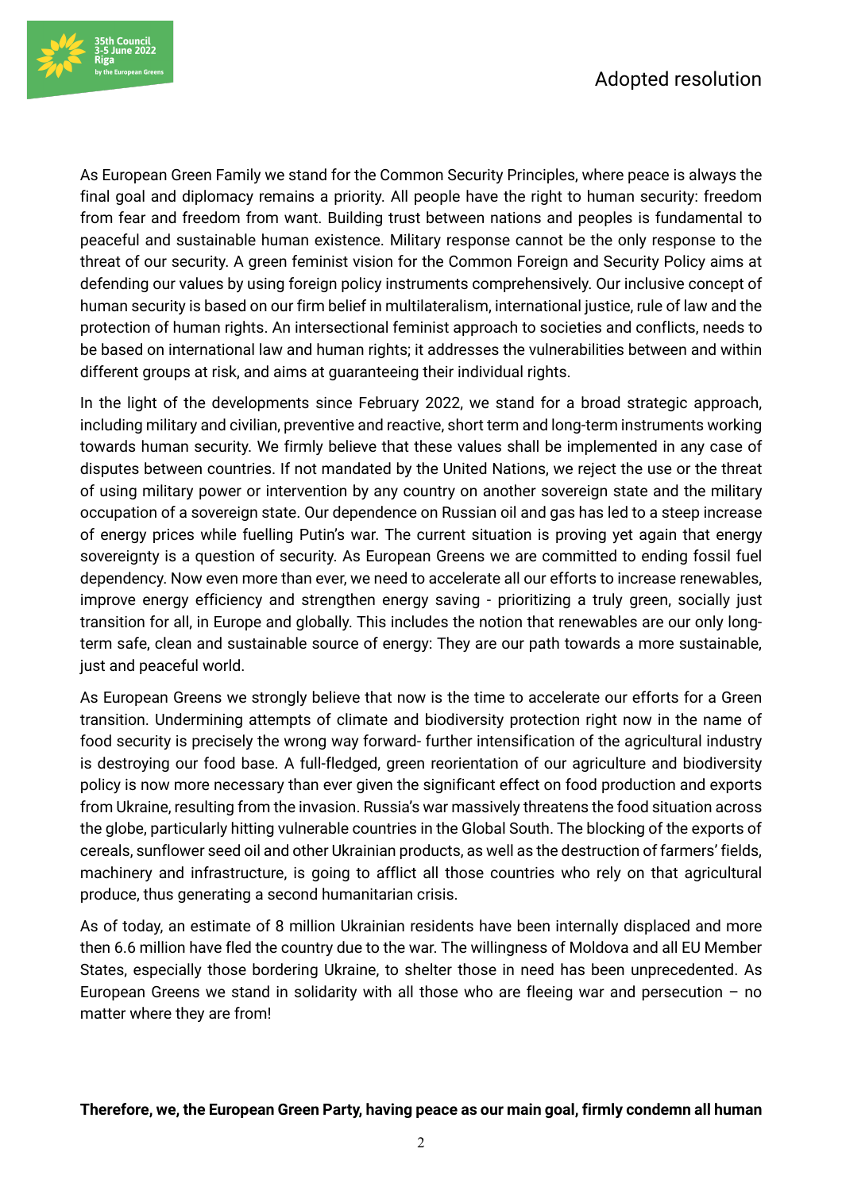As European Green Family we stand for the Common Security Principles, where peace is always the final goal and diplomacy remains a priority. All people have the right to human security: freedom from fear and freedom from want. Building trust between nations and peoples is fundamental to peaceful and sustainable human existence. Military response cannot be the only response to the threat of our security. A green feminist vision for the Common Foreign and Security Policy aims at defending our values by using foreign policy instruments comprehensively. Our inclusive concept of human security is based on our firm belief in multilateralism, international justice, rule of law and the protection of human rights. An intersectional feminist approach to societies and conflicts, needs to be based on international law and human rights; it addresses the vulnerabilities between and within different groups at risk, and aims at guaranteeing their individual rights.

In the light of the developments since February 2022, we stand for a broad strategic approach, including military and civilian, preventive and reactive, short term and long-term instruments working towards human security. We firmly believe that these values shall be implemented in any case of disputes between countries. If not mandated by the United Nations, we reject the use or the threat of using military power or intervention by any country on another sovereign state and the military occupation of a sovereign state. Our dependence on Russian oil and gas has led to a steep increase of energy prices while fuelling Putin's war. The current situation is proving yet again that energy sovereignty is a question of security. As European Greens we are committed to ending fossil fuel dependency. Now even more than ever, we need to accelerate all our efforts to increase renewables, improve energy efficiency and strengthen energy saving - prioritizing a truly green, socially just transition for all, in Europe and globally. This includes the notion that renewables are our only long-term safe, clean and sustainable source of energy: They are our path towards a more sustainable, just and peaceful world.

As European Greens we strongly believe that now is the time to accelerate our efforts for a Green transition. Undermining attempts of climate and biodiversity protection right now in the name of food security is precisely the wrong way forward- further intensification of the agricultural industry is destroying our food base. A full-fledged, green reorientation of our agriculture and biodiversity policy is now more necessary than ever given the significant effect on food production and exports from Ukraine, resulting from the invasion. Russia's war massively threatens the food situation across the globe, particularly hitting vulnerable countries in the Global South. The blocking of the exports of cereals, sunflower seed oil and other Ukrainian products, as well as the destruction of farmers' fields, machinery and infrastructure, is going to afflict all those countries who rely on that agricultural produce, thus generating a second humanitarian crisis.

As of today, an estimate of 8 million Ukrainian residents have been internally displaced and more then 6.6 million have fled the country due to the war. The willingness of Moldova and all EU Member States, especially those bordering Ukraine, to shelter those in need has been unprecedented. As European Greens we stand in solidarity with all those who are fleeing war and persecution – no matter where they are from!

**Therefore, we, the European Green Party, having peace as our main goal, firmly condemn all human**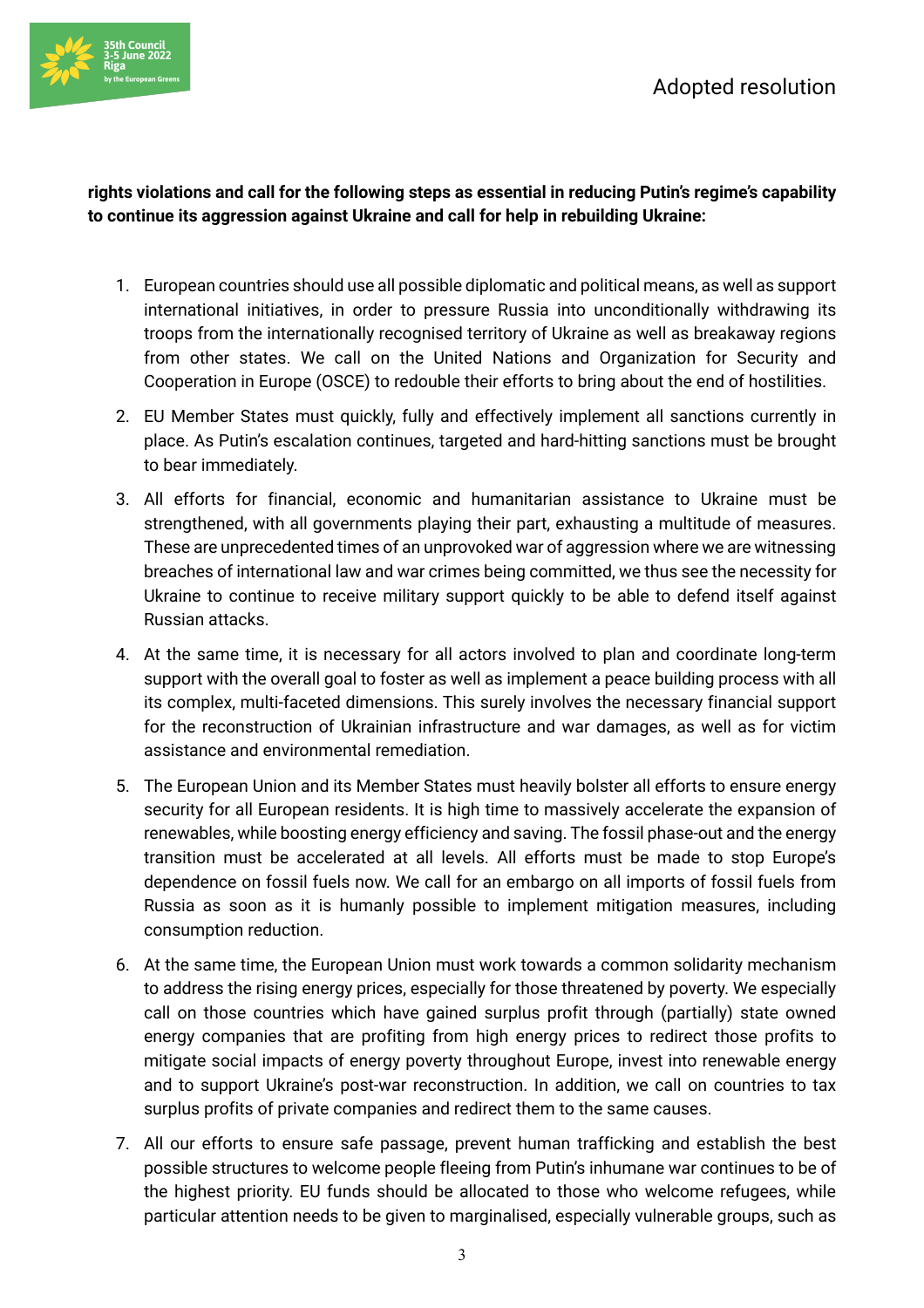**rights violations and call for the following steps as essential in reducing Putin's regime's capability to continue its aggression against Ukraine and call for help in rebuilding Ukraine:**

1. European countries should use all possible diplomatic and political means, as well as support international initiatives, in order to pressure Russia into unconditionally withdrawing its troops from the internationally recognised territory of Ukraine as well as breakaway regions from other states. We call on the United Nations and Organization for Security and Cooperation in Europe (OSCE) to redouble their efforts to bring about the end of hostilities.
2. EU Member States must quickly, fully and effectively implement all sanctions currently in place. As Putin's escalation continues, targeted and hard-hitting sanctions must be brought to bear immediately.
3. All efforts for financial, economic and humanitarian assistance to Ukraine must be strengthened, with all governments playing their part, exhausting a multitude of measures. These are unprecedented times of an unprovoked war of aggression where we are witnessing breaches of international law and war crimes being committed, we thus see the necessity for Ukraine to continue to receive military support quickly to be able to defend itself against Russian attacks.
4. At the same time, it is necessary for all actors involved to plan and coordinate long-term support with the overall goal to foster as well as implement a peace building process with all its complex, multi-faceted dimensions. This surely involves the necessary financial support for the reconstruction of Ukrainian infrastructure and war damages, as well as for victim assistance and environmental remediation.
5. The European Union and its Member States must heavily bolster all efforts to ensure energy security for all European residents. It is high time to massively accelerate the expansion of renewables, while boosting energy efficiency and saving. The fossil phase-out and the energy transition must be accelerated at all levels. All efforts must be made to stop Europe's dependence on fossil fuels now. We call for an embargo on all imports of fossil fuels from Russia as soon as it is humanly possible to implement mitigation measures, including consumption reduction.
6. At the same time, the European Union must work towards a common solidarity mechanism to address the rising energy prices, especially for those threatened by poverty. We especially call on those countries which have gained surplus profit through (partially) state owned energy companies that are profiting from high energy prices to redirect those profits to mitigate social impacts of energy poverty throughout Europe, invest into renewable energy and to support Ukraine's post-war reconstruction. In addition, we call on countries to tax surplus profits of private companies and redirect them to the same causes.
7. All our efforts to ensure safe passage, prevent human trafficking and establish the best possible structures to welcome people fleeing from Putin's inhumane war continues to be of the highest priority. EU funds should be allocated to those who welcome refugees, while particular attention needs to be given to marginalised, especially vulnerable groups, such as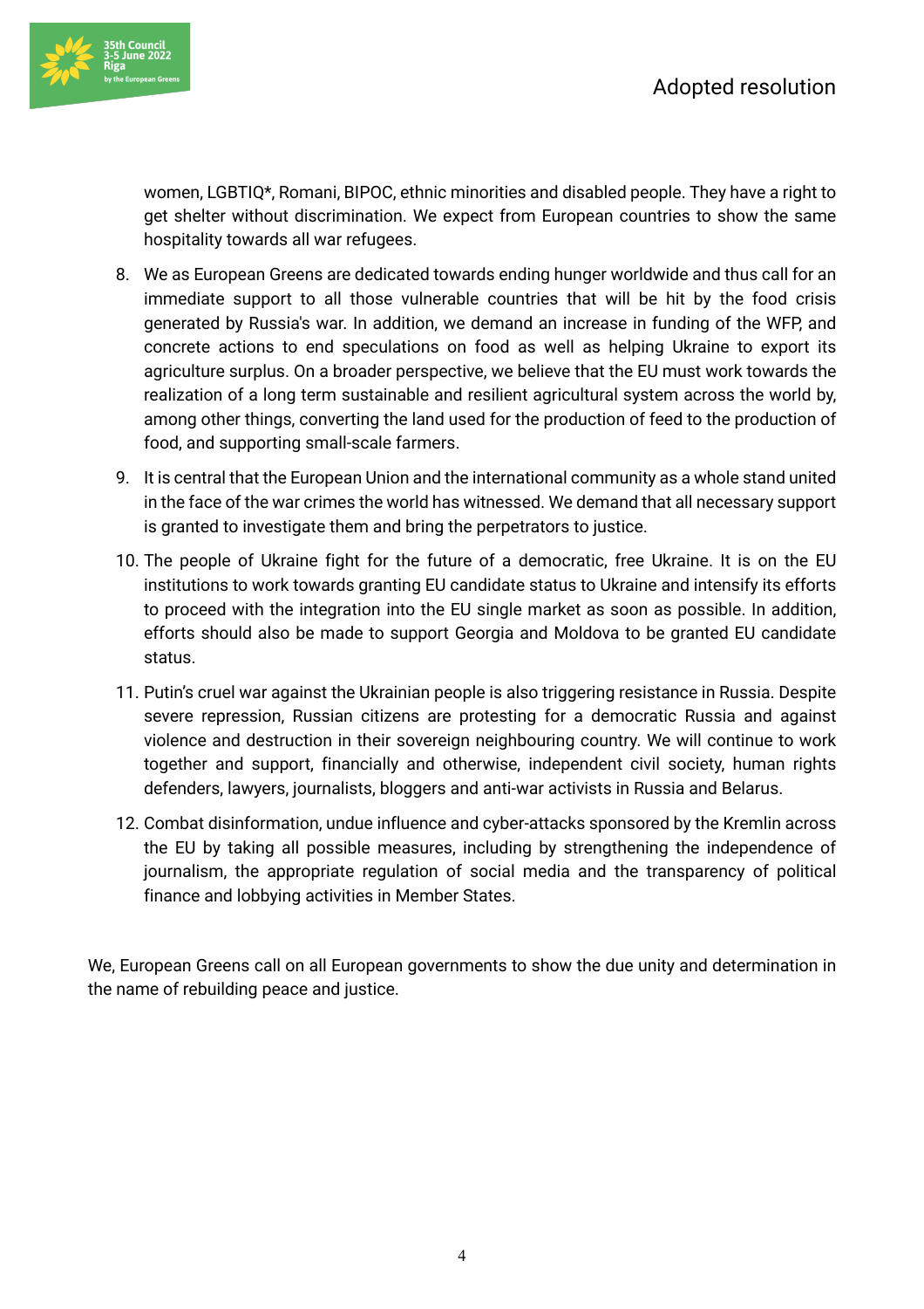women, LGBTIQ*, Romani, BIPOC, ethnic minorities and disabled people. They have a right to get shelter without discrimination. We expect from European countries to show the same hospitality towards all war refugees.

8. We as European Greens are dedicated towards ending hunger worldwide and thus call for an immediate support to all those vulnerable countries that will be hit by the food crisis generated by Russia's war. In addition, we demand an increase in funding of the WFP, and concrete actions to end speculations on food as well as helping Ukraine to export its agriculture surplus. On a broader perspective, we believe that the EU must work towards the realization of a long term sustainable and resilient agricultural system across the world by, among other things, converting the land used for the production of feed to the production of food, and supporting small-scale farmers.
9. It is central that the European Union and the international community as a whole stand united in the face of the war crimes the world has witnessed. We demand that all necessary support is granted to investigate them and bring the perpetrators to justice.
10. The people of Ukraine fight for the future of a democratic, free Ukraine. It is on the EU institutions to work towards granting EU candidate status to Ukraine and intensify its efforts to proceed with the integration into the EU single market as soon as possible. In addition, efforts should also be made to support Georgia and Moldova to be granted EU candidate status.
11. Putin's cruel war against the Ukrainian people is also triggering resistance in Russia. Despite severe repression, Russian citizens are protesting for a democratic Russia and against violence and destruction in their sovereign neighbouring country. We will continue to work together and support, financially and otherwise, independent civil society, human rights defenders, lawyers, journalists, bloggers and anti-war activists in Russia and Belarus.
12. Combat disinformation, undue influence and cyber-attacks sponsored by the Kremlin across the EU by taking all possible measures, including by strengthening the independence of journalism, the appropriate regulation of social media and the transparency of political finance and lobbying activities in Member States.

We, European Greens call on all European governments to show the due unity and determination in the name of rebuilding peace and justice.